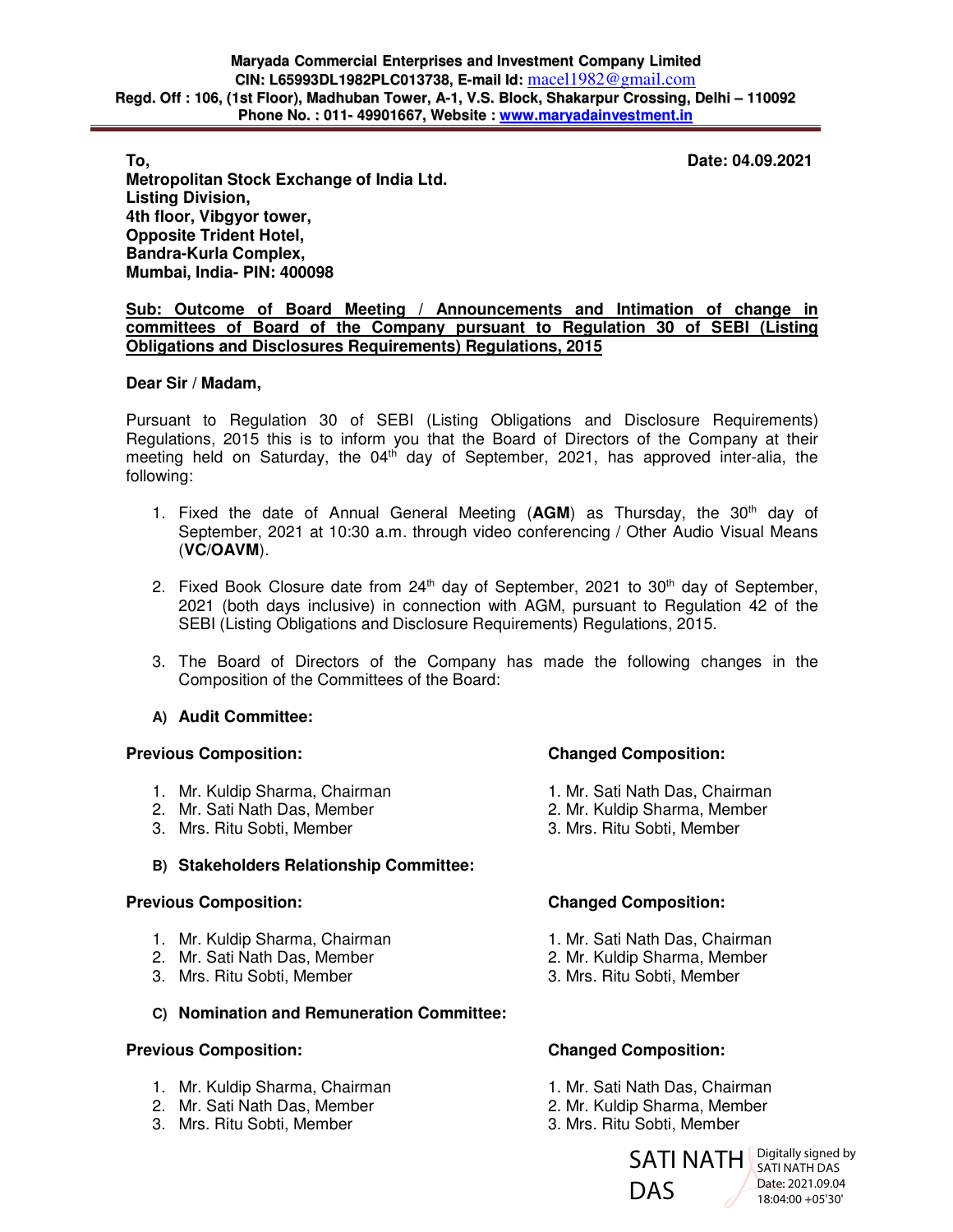**Maryada Commercial Enterprises and Investment Company Limited**
**CIN: L65993DL1982PLC013738, E-mail Id:** macel1982@gmail.com
**Regd. Off : 106, (1st Floor), Madhuban Tower, A-1, V.S. Block, Shakarpur Crossing, Delhi – 110092**
**Phone No. : 011- 49901667, Website : www.maryadainvestment.in**

---

**To,**
**Metropolitan Stock Exchange of India Ltd.**
**Listing Division,**
**4th floor, Vibgyor tower,**
**Opposite Trident Hotel,**
**Bandra-Kurla Complex,**
**Mumbai, India- PIN: 400098**

**Date: 04.09.2021**

**Sub: Outcome of Board Meeting / Announcements and Intimation of change in committees of Board of the Company pursuant to Regulation 30 of SEBI (Listing Obligations and Disclosures Requirements) Regulations, 2015**

**Dear Sir / Madam,**

Pursuant to Regulation 30 of SEBI (Listing Obligations and Disclosure Requirements) Regulations, 2015 this is to inform you that the Board of Directors of the Company at their meeting held on Saturday, the 04th day of September, 2021, has approved inter-alia, the following:

1. Fixed the date of Annual General Meeting (**AGM**) as Thursday, the 30th day of September, 2021 at 10:30 a.m. through video conferencing / Other Audio Visual Means (**VC/OAVM**).

2. Fixed Book Closure date from 24th day of September, 2021 to 30th day of September, 2021 (both days inclusive) in connection with AGM, pursuant to Regulation 42 of the SEBI (Listing Obligations and Disclosure Requirements) Regulations, 2015.

3. The Board of Directors of the Company has made the following changes in the Composition of the Committees of the Board:

**A) Audit Committee:**

| **Previous Composition:** | **Changed Composition:** |
|---|---|
| 1. Mr. Kuldip Sharma, Chairman | 1. Mr. Sati Nath Das, Chairman |
| 2. Mr. Sati Nath Das, Member | 2. Mr. Kuldip Sharma, Member |
| 3. Mrs. Ritu Sobti, Member | 3. Mrs. Ritu Sobti, Member |

**B) Stakeholders Relationship Committee:**

| **Previous Composition:** | **Changed Composition:** |
|---|---|
| 1. Mr. Kuldip Sharma, Chairman | 1. Mr. Sati Nath Das, Chairman |
| 2. Mr. Sati Nath Das, Member | 2. Mr. Kuldip Sharma, Member |
| 3. Mrs. Ritu Sobti, Member | 3. Mrs. Ritu Sobti, Member |

**C) Nomination and Remuneration Committee:**

| **Previous Composition:** | **Changed Composition:** |
|---|---|
| 1. Mr. Kuldip Sharma, Chairman | 1. Mr. Sati Nath Das, Chairman |
| 2. Mr. Sati Nath Das, Member | 2. Mr. Kuldip Sharma, Member |
| 3. Mrs. Ritu Sobti, Member | 3. Mrs. Ritu Sobti, Member |

SATI NATH DAS
Digitally signed by SATI NATH DAS
Date: 2021.09.04 18:04:00 +05'30'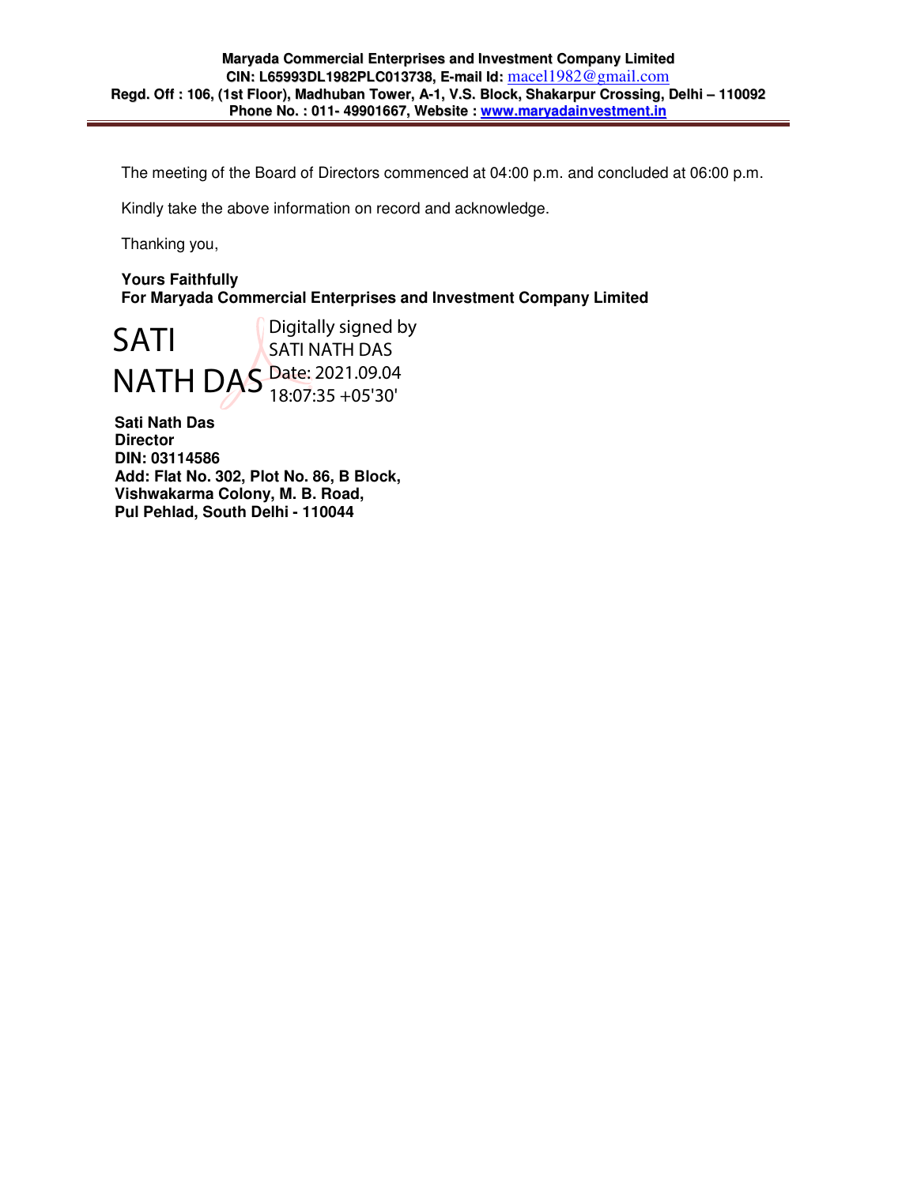**Maryada Commercial Enterprises and Investment Company Limited**
**CIN: L65993DL1982PLC013738, E-mail Id:** macel1982@gmail.com
**Regd. Off : 106, (1st Floor), Madhuban Tower, A-1, V.S. Block, Shakarpur Crossing, Delhi – 110092**
**Phone No. : 011- 49901667, Website : www.maryadainvestment.in**

The meeting of the Board of Directors commenced at 04:00 p.m. and concluded at 06:00 p.m.

Kindly take the above information on record and acknowledge.

Thanking you,

**Yours Faithfully**
**For Maryada Commercial Enterprises and Investment Company Limited**

SATI NATH DAS
Digitally signed by SATI NATH DAS
Date: 2021.09.04 18:07:35 +05'30'

**Sati Nath Das**
**Director**
**DIN: 03114586**
**Add: Flat No. 302, Plot No. 86, B Block,**
**Vishwakarma Colony, M. B. Road,**
**Pul Pehlad, South Delhi - 110044**